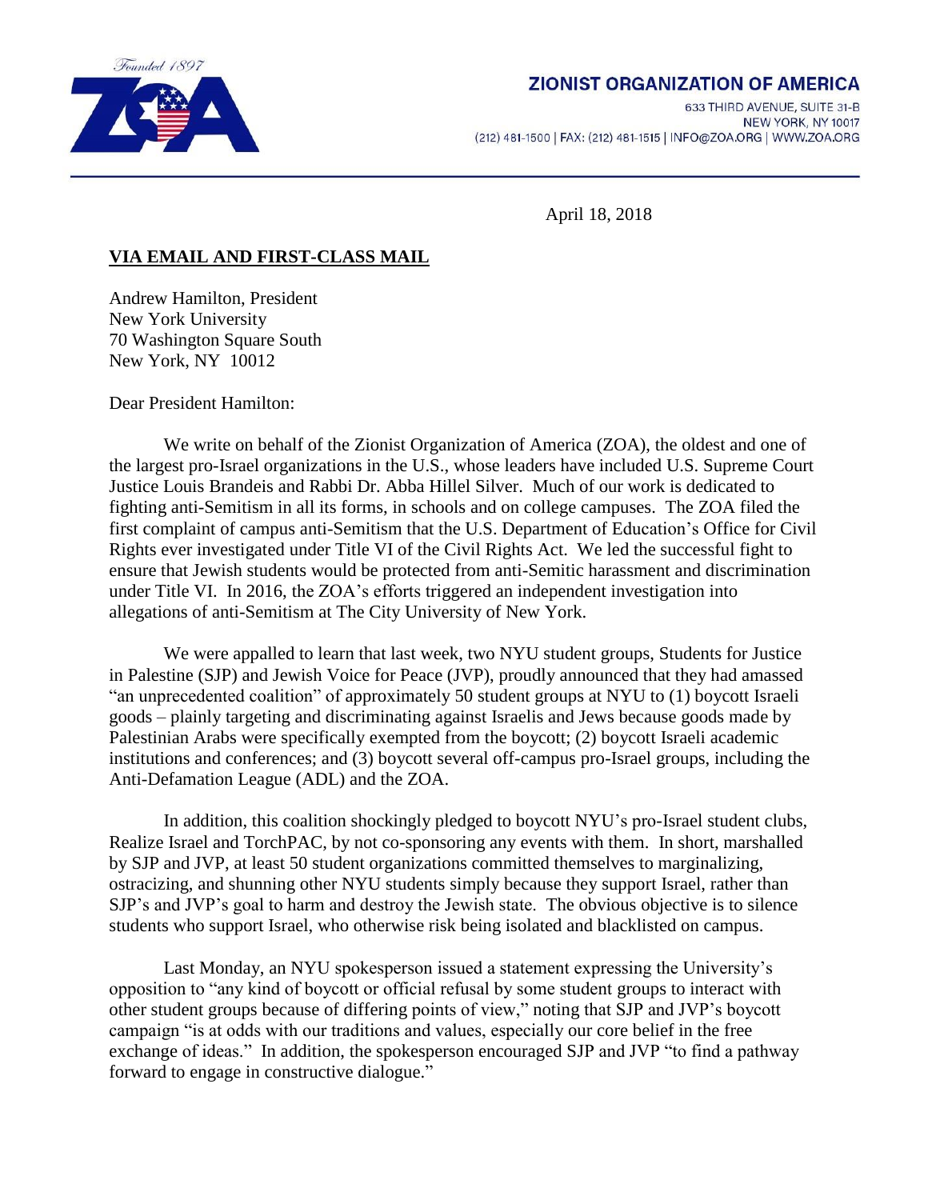Founded 1897

**ZIONIST ORGANIZATION OF AMERICA**

633 THIRD AVENUE, SUITE 31-B
NEW YORK, NY 10017
(212) 481-1500 | FAX: (212) 481-1515 | INFO@ZOA.ORG | WWW.ZOA.ORG

April 18, 2018

**VIA EMAIL AND FIRST-CLASS MAIL**

Andrew Hamilton, President
New York University
70 Washington Square South
New York, NY 10012

Dear President Hamilton:

We write on behalf of the Zionist Organization of America (ZOA), the oldest and one of the largest pro-Israel organizations in the U.S., whose leaders have included U.S. Supreme Court Justice Louis Brandeis and Rabbi Dr. Abba Hillel Silver. Much of our work is dedicated to fighting anti-Semitism in all its forms, in schools and on college campuses. The ZOA filed the first complaint of campus anti-Semitism that the U.S. Department of Education's Office for Civil Rights ever investigated under Title VI of the Civil Rights Act. We led the successful fight to ensure that Jewish students would be protected from anti-Semitic harassment and discrimination under Title VI. In 2016, the ZOA's efforts triggered an independent investigation into allegations of anti-Semitism at The City University of New York.

We were appalled to learn that last week, two NYU student groups, Students for Justice in Palestine (SJP) and Jewish Voice for Peace (JVP), proudly announced that they had amassed "an unprecedented coalition" of approximately 50 student groups at NYU to (1) boycott Israeli goods – plainly targeting and discriminating against Israelis and Jews because goods made by Palestinian Arabs were specifically exempted from the boycott; (2) boycott Israeli academic institutions and conferences; and (3) boycott several off-campus pro-Israel groups, including the Anti-Defamation League (ADL) and the ZOA.

In addition, this coalition shockingly pledged to boycott NYU's pro-Israel student clubs, Realize Israel and TorchPAC, by not co-sponsoring any events with them. In short, marshalled by SJP and JVP, at least 50 student organizations committed themselves to marginalizing, ostracizing, and shunning other NYU students simply because they support Israel, rather than SJP's and JVP's goal to harm and destroy the Jewish state. The obvious objective is to silence students who support Israel, who otherwise risk being isolated and blacklisted on campus.

Last Monday, an NYU spokesperson issued a statement expressing the University's opposition to "any kind of boycott or official refusal by some student groups to interact with other student groups because of differing points of view," noting that SJP and JVP's boycott campaign "is at odds with our traditions and values, especially our core belief in the free exchange of ideas." In addition, the spokesperson encouraged SJP and JVP "to find a pathway forward to engage in constructive dialogue."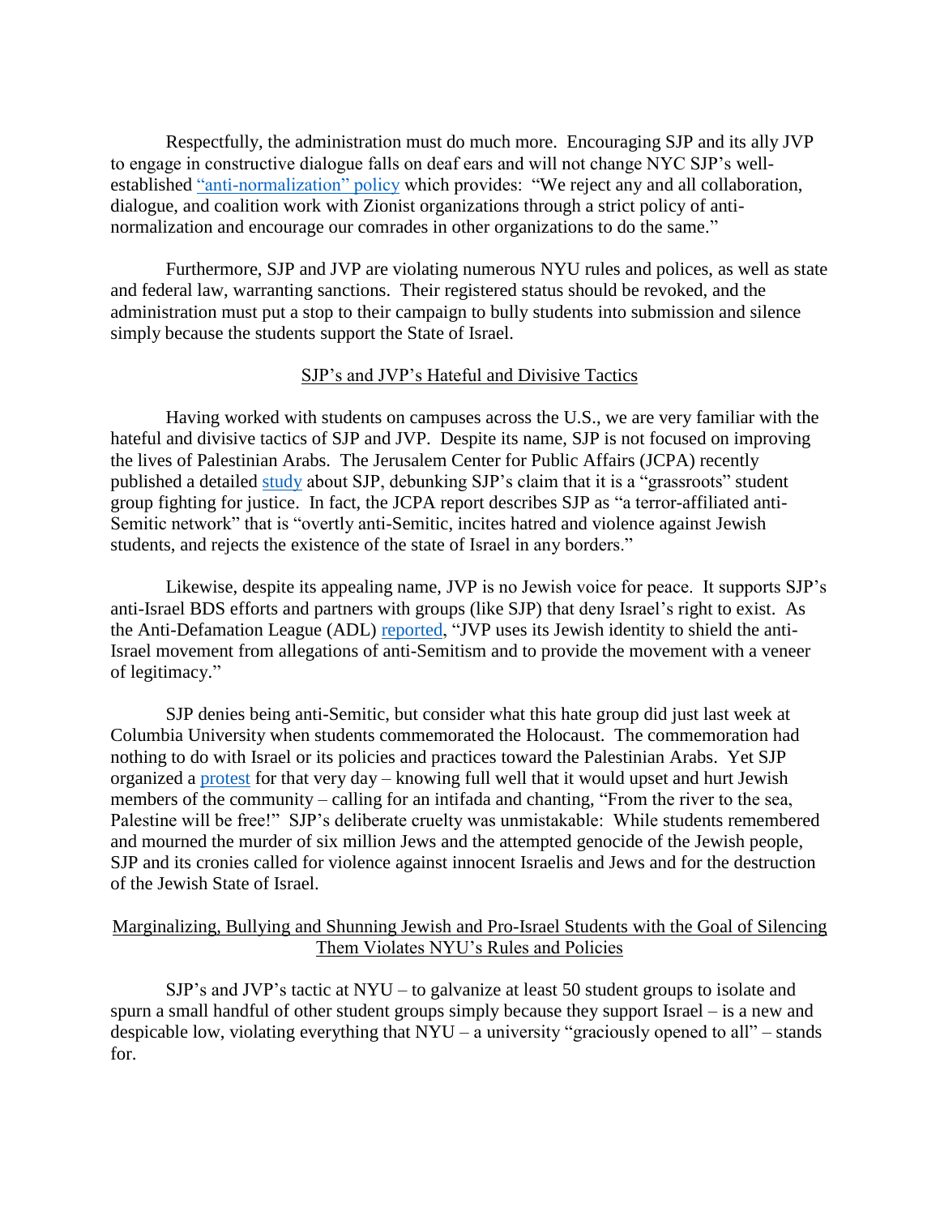Respectfully, the administration must do much more. Encouraging SJP and its ally JVP to engage in constructive dialogue falls on deaf ears and will not change NYC SJP's well-established "anti-normalization" policy which provides: "We reject any and all collaboration, dialogue, and coalition work with Zionist organizations through a strict policy of anti-normalization and encourage our comrades in other organizations to do the same."

Furthermore, SJP and JVP are violating numerous NYU rules and polices, as well as state and federal law, warranting sanctions. Their registered status should be revoked, and the administration must put a stop to their campaign to bully students into submission and silence simply because the students support the State of Israel.

## SJP's and JVP's Hateful and Divisive Tactics

Having worked with students on campuses across the U.S., we are very familiar with the hateful and divisive tactics of SJP and JVP. Despite its name, SJP is not focused on improving the lives of Palestinian Arabs. The Jerusalem Center for Public Affairs (JCPA) recently published a detailed study about SJP, debunking SJP's claim that it is a "grassroots" student group fighting for justice. In fact, the JCPA report describes SJP as "a terror-affiliated anti-Semitic network" that is "overtly anti-Semitic, incites hatred and violence against Jewish students, and rejects the existence of the state of Israel in any borders."

Likewise, despite its appealing name, JVP is no Jewish voice for peace. It supports SJP's anti-Israel BDS efforts and partners with groups (like SJP) that deny Israel's right to exist. As the Anti-Defamation League (ADL) reported, "JVP uses its Jewish identity to shield the anti-Israel movement from allegations of anti-Semitism and to provide the movement with a veneer of legitimacy."

SJP denies being anti-Semitic, but consider what this hate group did just last week at Columbia University when students commemorated the Holocaust. The commemoration had nothing to do with Israel or its policies and practices toward the Palestinian Arabs. Yet SJP organized a protest for that very day – knowing full well that it would upset and hurt Jewish members of the community – calling for an intifada and chanting, "From the river to the sea, Palestine will be free!" SJP's deliberate cruelty was unmistakable: While students remembered and mourned the murder of six million Jews and the attempted genocide of the Jewish people, SJP and its cronies called for violence against innocent Israelis and Jews and for the destruction of the Jewish State of Israel.

## Marginalizing, Bullying and Shunning Jewish and Pro-Israel Students with the Goal of Silencing Them Violates NYU's Rules and Policies

SJP's and JVP's tactic at NYU – to galvanize at least 50 student groups to isolate and spurn a small handful of other student groups simply because they support Israel – is a new and despicable low, violating everything that NYU – a university "graciously opened to all" – stands for.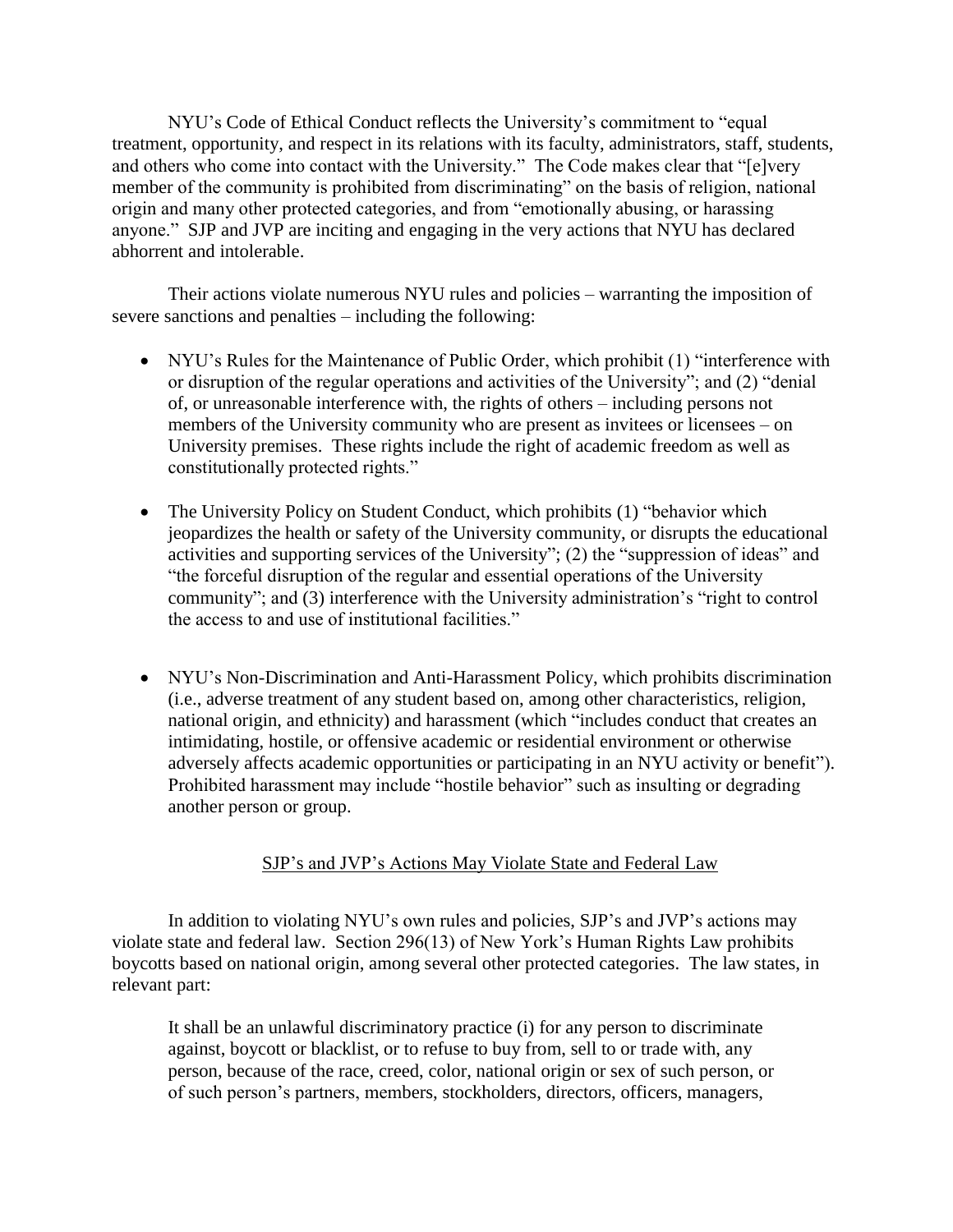NYU's Code of Ethical Conduct reflects the University's commitment to "equal treatment, opportunity, and respect in its relations with its faculty, administrators, staff, students, and others who come into contact with the University." The Code makes clear that "[e]very member of the community is prohibited from discriminating" on the basis of religion, national origin and many other protected categories, and from "emotionally abusing, or harassing anyone." SJP and JVP are inciting and engaging in the very actions that NYU has declared abhorrent and intolerable.

Their actions violate numerous NYU rules and policies – warranting the imposition of severe sanctions and penalties – including the following:

- NYU's Rules for the Maintenance of Public Order, which prohibit (1) "interference with or disruption of the regular operations and activities of the University"; and (2) "denial of, or unreasonable interference with, the rights of others – including persons not members of the University community who are present as invitees or licensees – on University premises. These rights include the right of academic freedom as well as constitutionally protected rights."

- The University Policy on Student Conduct, which prohibits (1) "behavior which jeopardizes the health or safety of the University community, or disrupts the educational activities and supporting services of the University"; (2) the "suppression of ideas" and "the forceful disruption of the regular and essential operations of the University community"; and (3) interference with the University administration's "right to control the access to and use of institutional facilities."

- NYU's Non-Discrimination and Anti-Harassment Policy, which prohibits discrimination (i.e., adverse treatment of any student based on, among other characteristics, religion, national origin, and ethnicity) and harassment (which "includes conduct that creates an intimidating, hostile, or offensive academic or residential environment or otherwise adversely affects academic opportunities or participating in an NYU activity or benefit"). Prohibited harassment may include "hostile behavior" such as insulting or degrading another person or group.

<u>SJP's and JVP's Actions May Violate State and Federal Law</u>

In addition to violating NYU's own rules and policies, SJP's and JVP's actions may violate state and federal law. Section 296(13) of New York's Human Rights Law prohibits boycotts based on national origin, among several other protected categories. The law states, in relevant part:

> It shall be an unlawful discriminatory practice (i) for any person to discriminate against, boycott or blacklist, or to refuse to buy from, sell to or trade with, any person, because of the race, creed, color, national origin or sex of such person, or of such person's partners, members, stockholders, directors, officers, managers,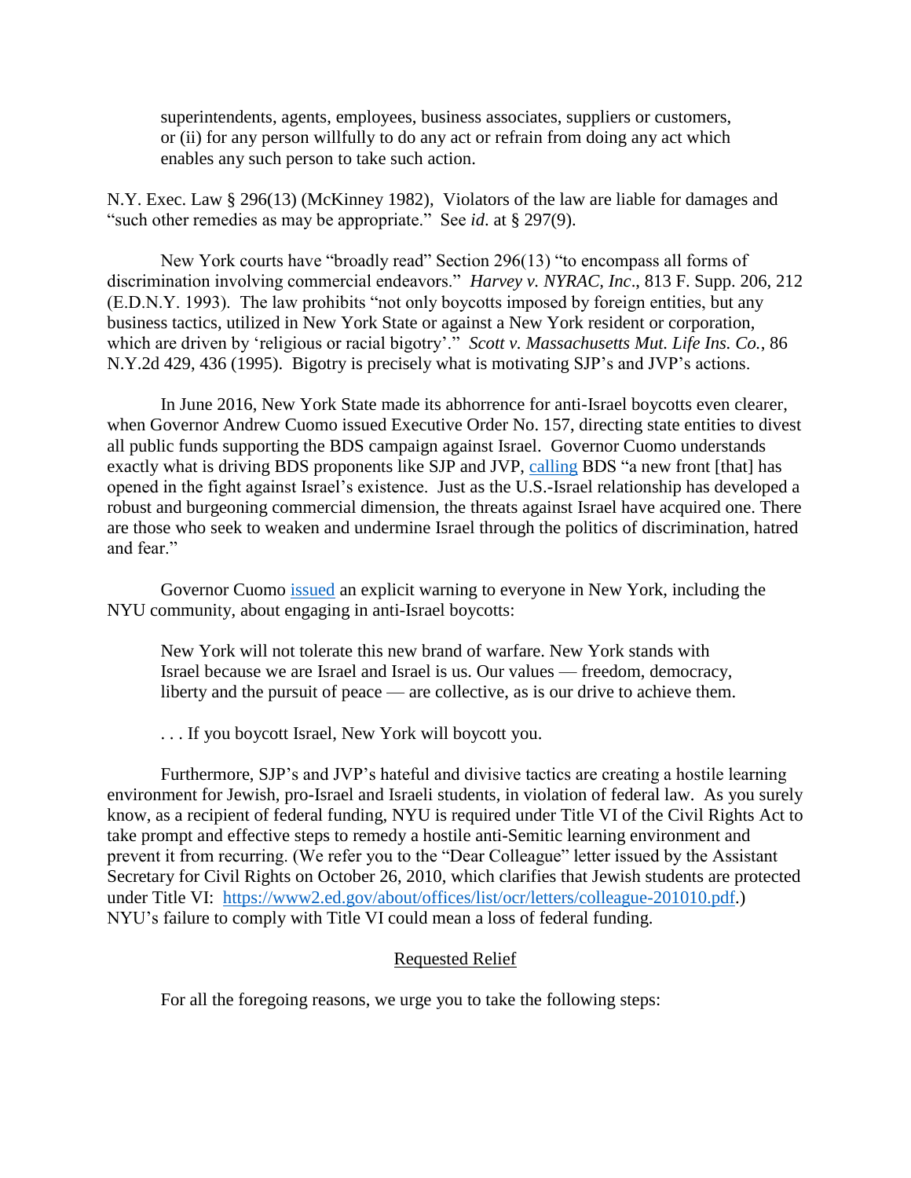superintendents, agents, employees, business associates, suppliers or customers, or (ii) for any person willfully to do any act or refrain from doing any act which enables any such person to take such action.

N.Y. Exec. Law § 296(13) (McKinney 1982), Violators of the law are liable for damages and "such other remedies as may be appropriate." See *id.* at § 297(9).

New York courts have "broadly read" Section 296(13) "to encompass all forms of discrimination involving commercial endeavors." *Harvey v. NYRAC, Inc*., 813 F. Supp. 206, 212 (E.D.N.Y. 1993). The law prohibits "not only boycotts imposed by foreign entities, but any business tactics, utilized in New York State or against a New York resident or corporation, which are driven by 'religious or racial bigotry'." *Scott v. Massachusetts Mut. Life Ins. Co.*, 86 N.Y.2d 429, 436 (1995). Bigotry is precisely what is motivating SJP's and JVP's actions.

In June 2016, New York State made its abhorrence for anti-Israel boycotts even clearer, when Governor Andrew Cuomo issued Executive Order No. 157, directing state entities to divest all public funds supporting the BDS campaign against Israel. Governor Cuomo understands exactly what is driving BDS proponents like SJP and JVP, calling BDS "a new front [that] has opened in the fight against Israel's existence. Just as the U.S.-Israel relationship has developed a robust and burgeoning commercial dimension, the threats against Israel have acquired one. There are those who seek to weaken and undermine Israel through the politics of discrimination, hatred and fear."

Governor Cuomo issued an explicit warning to everyone in New York, including the NYU community, about engaging in anti-Israel boycotts:

> New York will not tolerate this new brand of warfare. New York stands with Israel because we are Israel and Israel is us. Our values — freedom, democracy, liberty and the pursuit of peace — are collective, as is our drive to achieve them.
>
> . . . If you boycott Israel, New York will boycott you.

Furthermore, SJP's and JVP's hateful and divisive tactics are creating a hostile learning environment for Jewish, pro-Israel and Israeli students, in violation of federal law. As you surely know, as a recipient of federal funding, NYU is required under Title VI of the Civil Rights Act to take prompt and effective steps to remedy a hostile anti-Semitic learning environment and prevent it from recurring. (We refer you to the "Dear Colleague" letter issued by the Assistant Secretary for Civil Rights on October 26, 2010, which clarifies that Jewish students are protected under Title VI: https://www2.ed.gov/about/offices/list/ocr/letters/colleague-201010.pdf.) NYU's failure to comply with Title VI could mean a loss of federal funding.

## Requested Relief

For all the foregoing reasons, we urge you to take the following steps: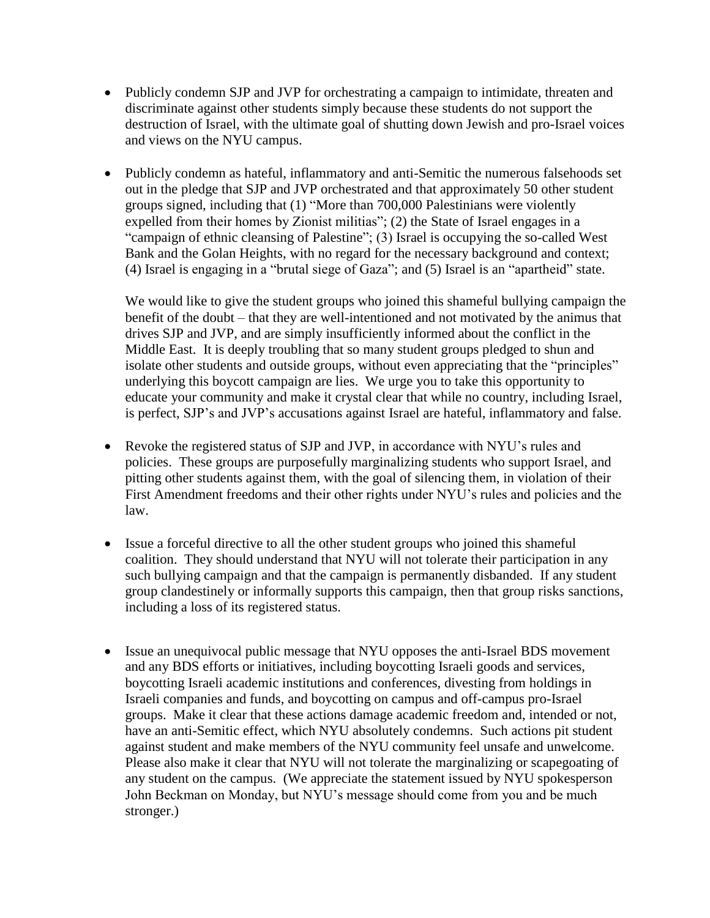- Publicly condemn SJP and JVP for orchestrating a campaign to intimidate, threaten and discriminate against other students simply because these students do not support the destruction of Israel, with the ultimate goal of shutting down Jewish and pro-Israel voices and views on the NYU campus.

- Publicly condemn as hateful, inflammatory and anti-Semitic the numerous falsehoods set out in the pledge that SJP and JVP orchestrated and that approximately 50 other student groups signed, including that (1) "More than 700,000 Palestinians were violently expelled from their homes by Zionist militias"; (2) the State of Israel engages in a "campaign of ethnic cleansing of Palestine"; (3) Israel is occupying the so-called West Bank and the Golan Heights, with no regard for the necessary background and context; (4) Israel is engaging in a "brutal siege of Gaza"; and (5) Israel is an "apartheid" state.

  We would like to give the student groups who joined this shameful bullying campaign the benefit of the doubt – that they are well-intentioned and not motivated by the animus that drives SJP and JVP, and are simply insufficiently informed about the conflict in the Middle East. It is deeply troubling that so many student groups pledged to shun and isolate other students and outside groups, without even appreciating that the "principles" underlying this boycott campaign are lies. We urge you to take this opportunity to educate your community and make it crystal clear that while no country, including Israel, is perfect, SJP's and JVP's accusations against Israel are hateful, inflammatory and false.

- Revoke the registered status of SJP and JVP, in accordance with NYU's rules and policies. These groups are purposefully marginalizing students who support Israel, and pitting other students against them, with the goal of silencing them, in violation of their First Amendment freedoms and their other rights under NYU's rules and policies and the law.

- Issue a forceful directive to all the other student groups who joined this shameful coalition. They should understand that NYU will not tolerate their participation in any such bullying campaign and that the campaign is permanently disbanded. If any student group clandestinely or informally supports this campaign, then that group risks sanctions, including a loss of its registered status.

- Issue an unequivocal public message that NYU opposes the anti-Israel BDS movement and any BDS efforts or initiatives, including boycotting Israeli goods and services, boycotting Israeli academic institutions and conferences, divesting from holdings in Israeli companies and funds, and boycotting on campus and off-campus pro-Israel groups. Make it clear that these actions damage academic freedom and, intended or not, have an anti-Semitic effect, which NYU absolutely condemns. Such actions pit student against student and make members of the NYU community feel unsafe and unwelcome. Please also make it clear that NYU will not tolerate the marginalizing or scapegoating of any student on the campus. (We appreciate the statement issued by NYU spokesperson John Beckman on Monday, but NYU's message should come from you and be much stronger.)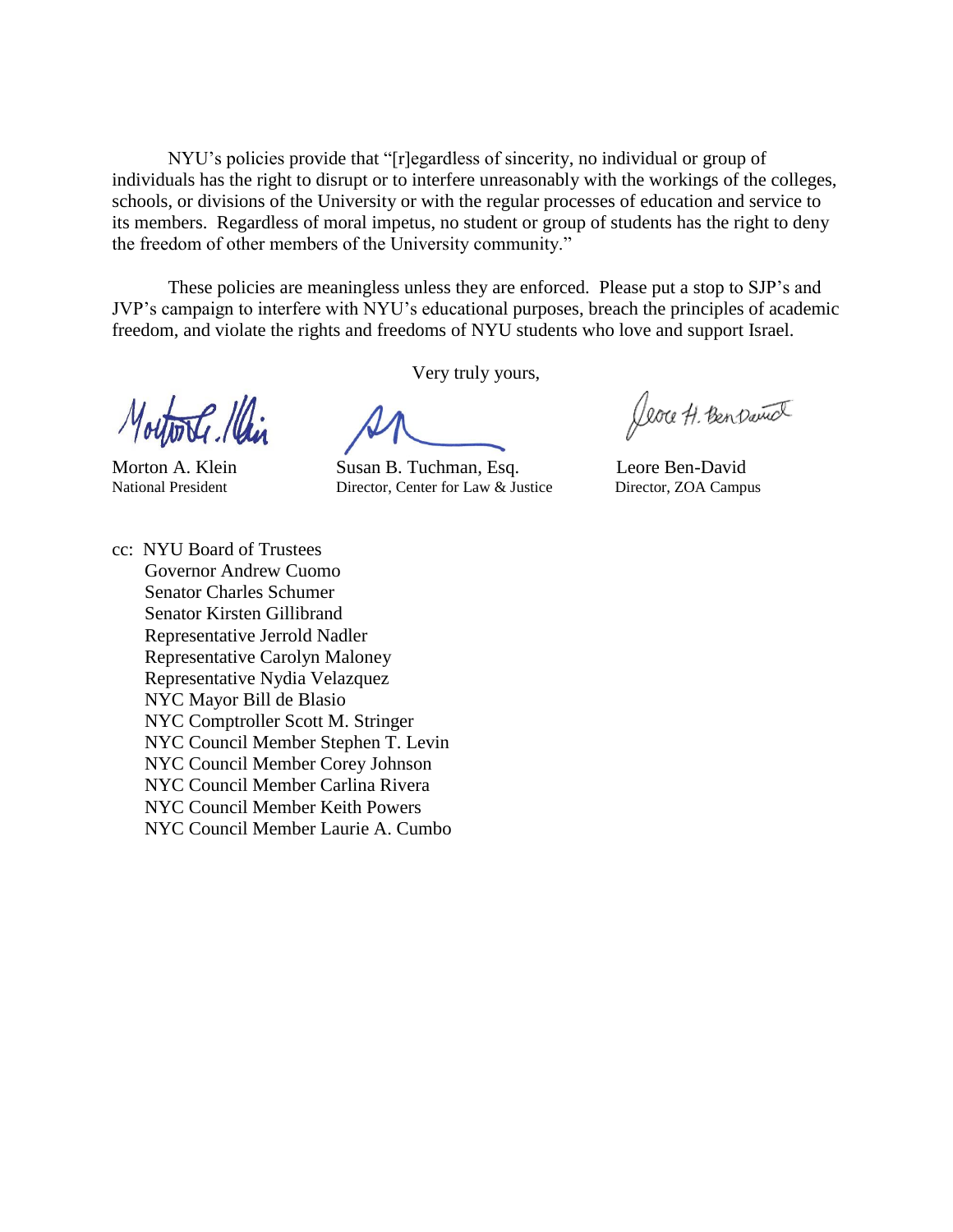NYU's policies provide that "[r]egardless of sincerity, no individual or group of individuals has the right to disrupt or to interfere unreasonably with the workings of the colleges, schools, or divisions of the University or with the regular processes of education and service to its members. Regardless of moral impetus, no student or group of students has the right to deny the freedom of other members of the University community."

These policies are meaningless unless they are enforced. Please put a stop to SJP's and JVP's campaign to interfere with NYU's educational purposes, breach the principles of academic freedom, and violate the rights and freedoms of NYU students who love and support Israel.

Very truly yours,

Morton A. Klein
National President

Susan B. Tuchman, Esq.
Director, Center for Law & Justice

Leore Ben-David
Director, ZOA Campus

cc: NYU Board of Trustees
Governor Andrew Cuomo
Senator Charles Schumer
Senator Kirsten Gillibrand
Representative Jerrold Nadler
Representative Carolyn Maloney
Representative Nydia Velazquez
NYC Mayor Bill de Blasio
NYC Comptroller Scott M. Stringer
NYC Council Member Stephen T. Levin
NYC Council Member Corey Johnson
NYC Council Member Carlina Rivera
NYC Council Member Keith Powers
NYC Council Member Laurie A. Cumbo